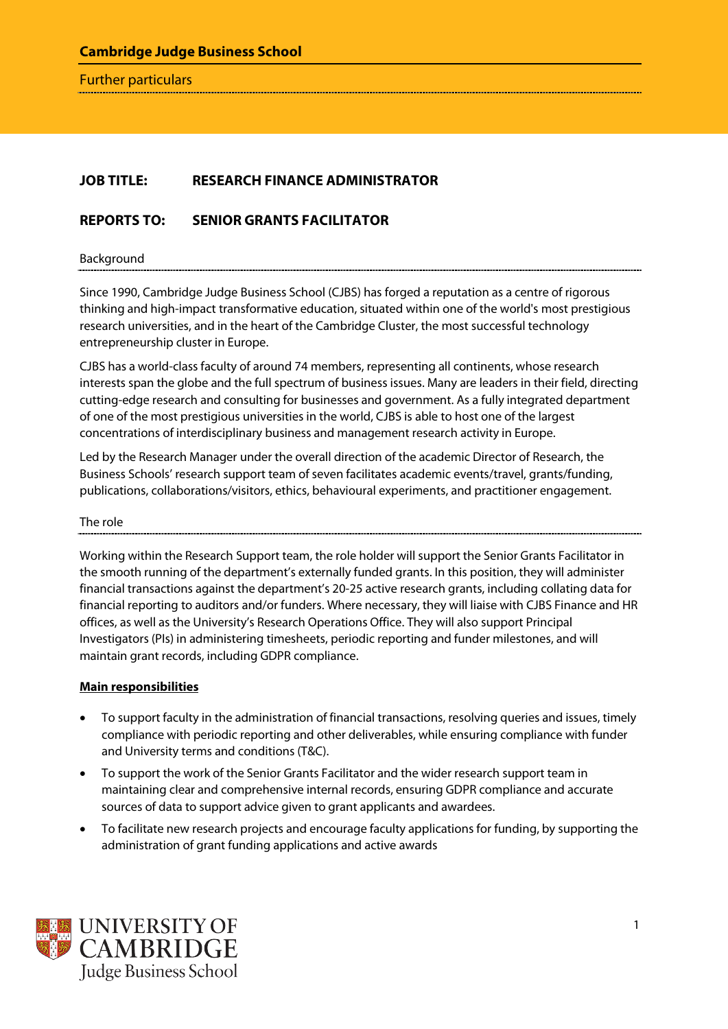**Cambridge Judge Business School**

Further particulars

## JOB TITLE: RESEARCH FINANCE ADMINISTRATOR

## REPORTS TO: SENIOR GRANTS FACILITATOR

### Background

Since 1990, Cambridge Judge Business School (CJBS) has forged a reputation as a centre of rigorous thinking and high-impact transformative education, situated within one of the world's most prestigious research universities, and in the heart of the Cambridge Cluster, the most successful technology entrepreneurship cluster in Europe.

CJBS has a world-class faculty of around 74 members, representing all continents, whose research interests span the globe and the full spectrum of business issues. Many are leaders in their field, directing cutting-edge research and consulting for businesses and government. As a fully integrated department of one of the most prestigious universities in the world, CJBS is able to host one of the largest concentrations of interdisciplinary business and management research activity in Europe.

Led by the Research Manager under the overall direction of the academic Director of Research, the Business Schools' research support team of seven facilitates academic events/travel, grants/funding, publications, collaborations/visitors, ethics, behavioural experiments, and practitioner engagement.

### The role

Working within the Research Support team, the role holder will support the Senior Grants Facilitator in the smooth running of the department's externally funded grants. In this position, they will administer financial transactions against the department's 20-25 active research grants, including collating data for financial reporting to auditors and/or funders. Where necessary, they will liaise with CJBS Finance and HR offices, as well as the University's Research Operations Office. They will also support Principal Investigators (PIs) in administering timesheets, periodic reporting and funder milestones, and will maintain grant records, including GDPR compliance.

**Main responsibilities**

- To support faculty in the administration of financial transactions, resolving queries and issues, timely compliance with periodic reporting and other deliverables, while ensuring compliance with funder and University terms and conditions (T&C).
- To support the work of the Senior Grants Facilitator and the wider research support team in maintaining clear and comprehensive internal records, ensuring GDPR compliance and accurate sources of data to support advice given to grant applicants and awardees.
- To facilitate new research projects and encourage faculty applications for funding, by supporting the administration of grant funding applications and active awards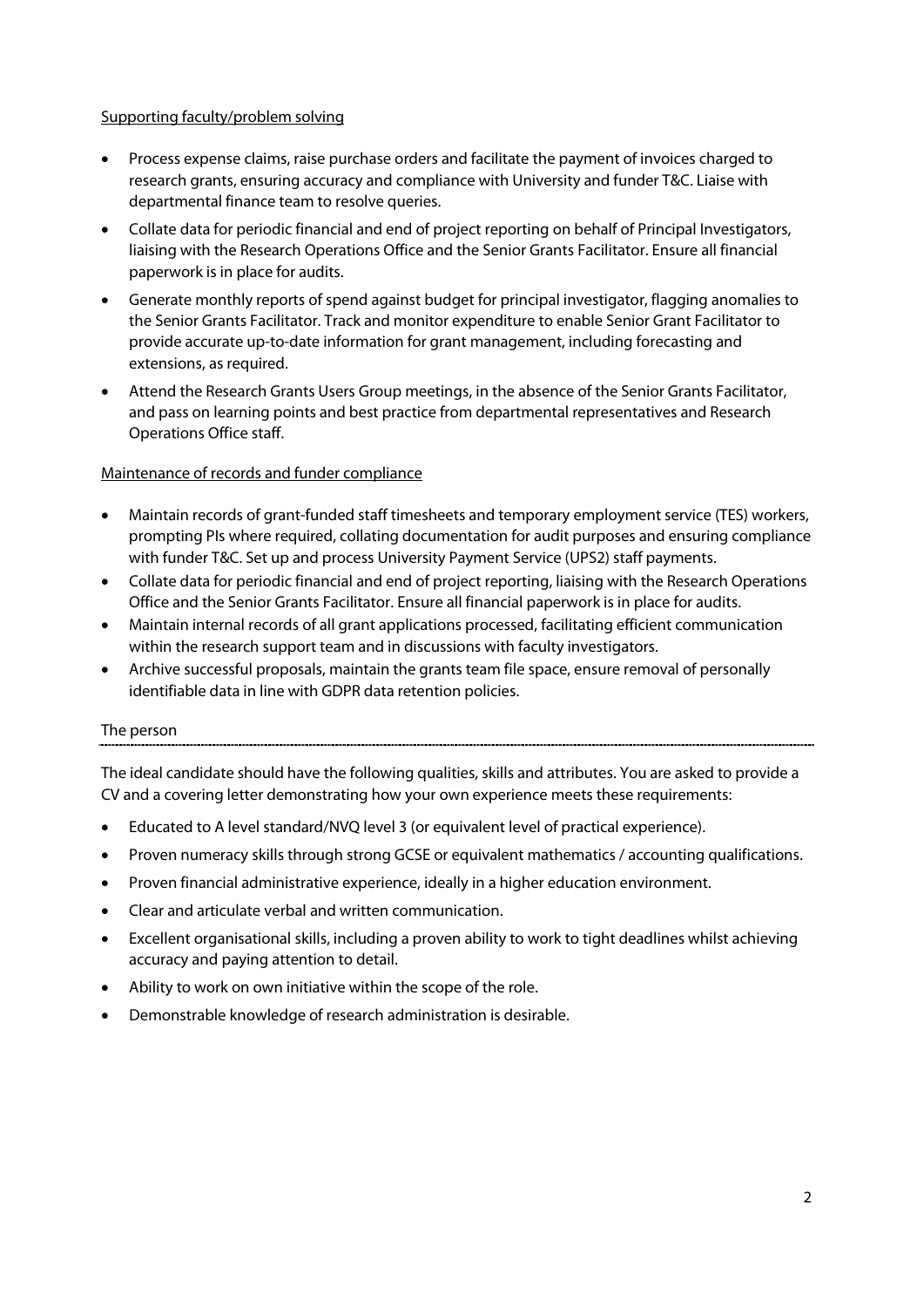Supporting faculty/problem solving

- Process expense claims, raise purchase orders and facilitate the payment of invoices charged to research grants, ensuring accuracy and compliance with University and funder T&C. Liaise with departmental finance team to resolve queries.
- Collate data for periodic financial and end of project reporting on behalf of Principal Investigators, liaising with the Research Operations Office and the Senior Grants Facilitator. Ensure all financial paperwork is in place for audits.
- Generate monthly reports of spend against budget for principal investigator, flagging anomalies to the Senior Grants Facilitator. Track and monitor expenditure to enable Senior Grant Facilitator to provide accurate up-to-date information for grant management, including forecasting and extensions, as required.
- Attend the Research Grants Users Group meetings, in the absence of the Senior Grants Facilitator, and pass on learning points and best practice from departmental representatives and Research Operations Office staff.

Maintenance of records and funder compliance

- Maintain records of grant-funded staff timesheets and temporary employment service (TES) workers, prompting PIs where required, collating documentation for audit purposes and ensuring compliance with funder T&C. Set up and process University Payment Service (UPS2) staff payments.
- Collate data for periodic financial and end of project reporting, liaising with the Research Operations Office and the Senior Grants Facilitator. Ensure all financial paperwork is in place for audits.
- Maintain internal records of all grant applications processed, facilitating efficient communication within the research support team and in discussions with faculty investigators.
- Archive successful proposals, maintain the grants team file space, ensure removal of personally identifiable data in line with GDPR data retention policies.

## The person

The ideal candidate should have the following qualities, skills and attributes. You are asked to provide a CV and a covering letter demonstrating how your own experience meets these requirements:

- Educated to A level standard/NVQ level 3 (or equivalent level of practical experience).
- Proven numeracy skills through strong GCSE or equivalent mathematics / accounting qualifications.
- Proven financial administrative experience, ideally in a higher education environment.
- Clear and articulate verbal and written communication.
- Excellent organisational skills, including a proven ability to work to tight deadlines whilst achieving accuracy and paying attention to detail.
- Ability to work on own initiative within the scope of the role.
- Demonstrable knowledge of research administration is desirable.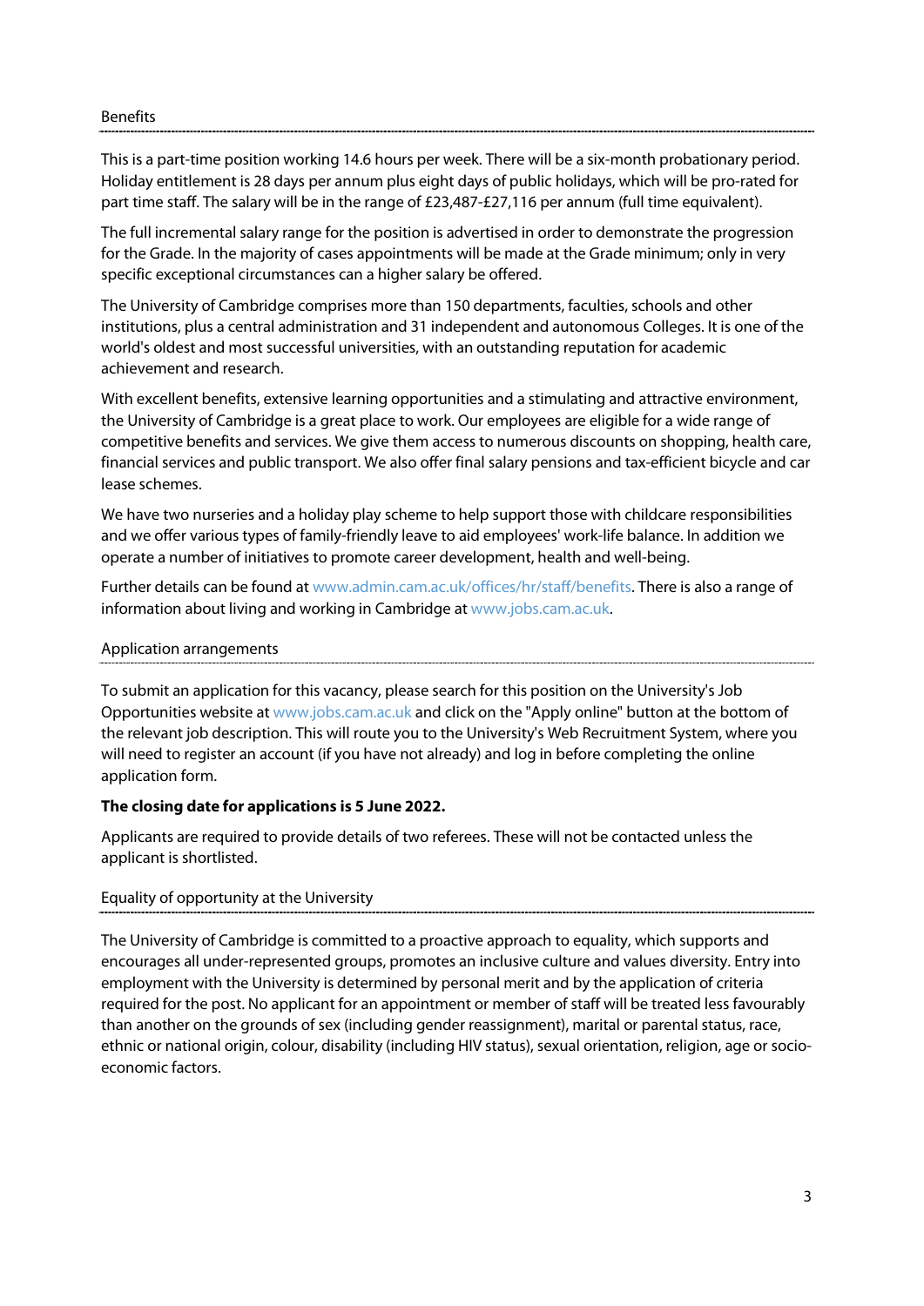## Benefits

This is a part-time position working 14.6 hours per week. There will be a six-month probationary period. Holiday entitlement is 28 days per annum plus eight days of public holidays, which will be pro-rated for part time staff. The salary will be in the range of £23,487-£27,116 per annum (full time equivalent).

The full incremental salary range for the position is advertised in order to demonstrate the progression for the Grade. In the majority of cases appointments will be made at the Grade minimum; only in very specific exceptional circumstances can a higher salary be offered.

The University of Cambridge comprises more than 150 departments, faculties, schools and other institutions, plus a central administration and 31 independent and autonomous Colleges. It is one of the world's oldest and most successful universities, with an outstanding reputation for academic achievement and research.

With excellent benefits, extensive learning opportunities and a stimulating and attractive environment, the University of Cambridge is a great place to work. Our employees are eligible for a wide range of competitive benefits and services. We give them access to numerous discounts on shopping, health care, financial services and public transport. We also offer final salary pensions and tax-efficient bicycle and car lease schemes.

We have two nurseries and a holiday play scheme to help support those with childcare responsibilities and we offer various types of family-friendly leave to aid employees' work-life balance. In addition we operate a number of initiatives to promote career development, health and well-being.

Further details can be found at www.admin.cam.ac.uk/offices/hr/staff/benefits. There is also a range of information about living and working in Cambridge at www.jobs.cam.ac.uk.

## Application arrangements

To submit an application for this vacancy, please search for this position on the University's Job Opportunities website at www.jobs.cam.ac.uk and click on the "Apply online" button at the bottom of the relevant job description. This will route you to the University's Web Recruitment System, where you will need to register an account (if you have not already) and log in before completing the online application form.

**The closing date for applications is 5 June 2022.**

Applicants are required to provide details of two referees. These will not be contacted unless the applicant is shortlisted.

## Equality of opportunity at the University

The University of Cambridge is committed to a proactive approach to equality, which supports and encourages all under-represented groups, promotes an inclusive culture and values diversity. Entry into employment with the University is determined by personal merit and by the application of criteria required for the post. No applicant for an appointment or member of staff will be treated less favourably than another on the grounds of sex (including gender reassignment), marital or parental status, race, ethnic or national origin, colour, disability (including HIV status), sexual orientation, religion, age or socio-economic factors.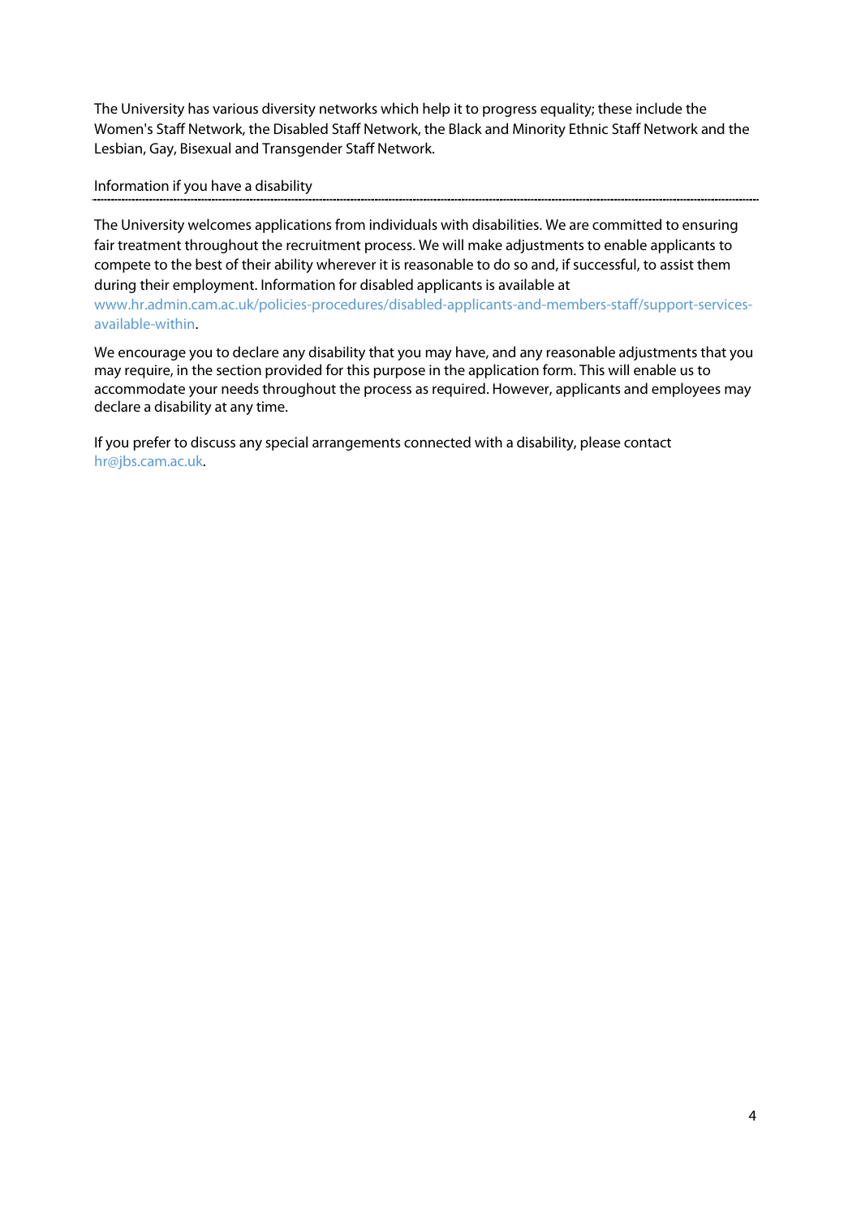The University has various diversity networks which help it to progress equality; these include the Women's Staff Network, the Disabled Staff Network, the Black and Minority Ethnic Staff Network and the Lesbian, Gay, Bisexual and Transgender Staff Network.

## Information if you have a disability

The University welcomes applications from individuals with disabilities. We are committed to ensuring fair treatment throughout the recruitment process. We will make adjustments to enable applicants to compete to the best of their ability wherever it is reasonable to do so and, if successful, to assist them during their employment. Information for disabled applicants is available at www.hr.admin.cam.ac.uk/policies-procedures/disabled-applicants-and-members-staff/support-services-available-within.

We encourage you to declare any disability that you may have, and any reasonable adjustments that you may require, in the section provided for this purpose in the application form. This will enable us to accommodate your needs throughout the process as required. However, applicants and employees may declare a disability at any time.

If you prefer to discuss any special arrangements connected with a disability, please contact hr@jbs.cam.ac.uk.